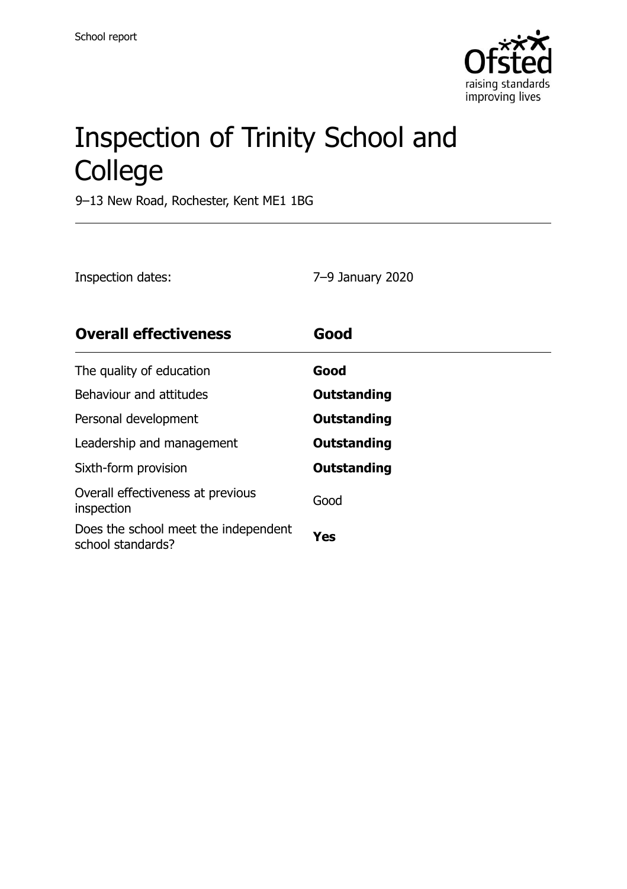School report

# Inspection of Trinity School and College

9–13 New Road, Rochester, Kent ME1 1BG

Inspection dates: 7–9 January 2020

| **Overall effectiveness** | **Good** |
|---|---|
| The quality of education | **Good** |
| Behaviour and attitudes | **Outstanding** |
| Personal development | **Outstanding** |
| Leadership and management | **Outstanding** |
| Sixth-form provision | **Outstanding** |
| Overall effectiveness at previous inspection | Good |
| Does the school meet the independent school standards? | **Yes** |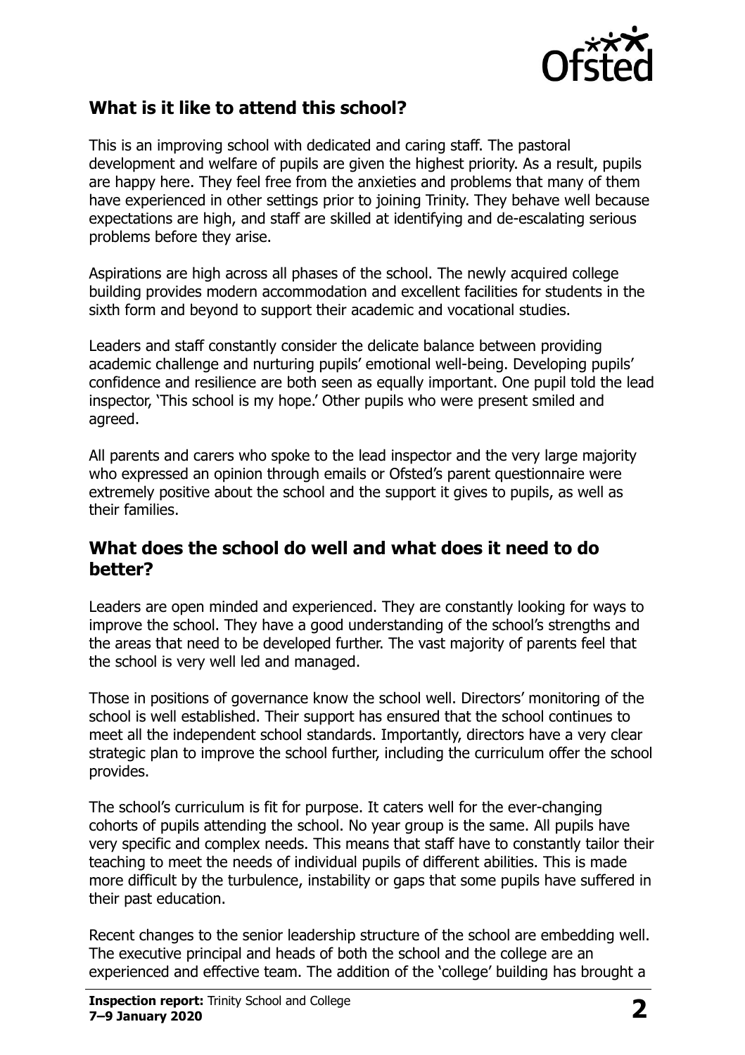## What is it like to attend this school?

This is an improving school with dedicated and caring staff. The pastoral development and welfare of pupils are given the highest priority. As a result, pupils are happy here. They feel free from the anxieties and problems that many of them have experienced in other settings prior to joining Trinity. They behave well because expectations are high, and staff are skilled at identifying and de-escalating serious problems before they arise.

Aspirations are high across all phases of the school. The newly acquired college building provides modern accommodation and excellent facilities for students in the sixth form and beyond to support their academic and vocational studies.

Leaders and staff constantly consider the delicate balance between providing academic challenge and nurturing pupils' emotional well-being. Developing pupils' confidence and resilience are both seen as equally important. One pupil told the lead inspector, 'This school is my hope.' Other pupils who were present smiled and agreed.

All parents and carers who spoke to the lead inspector and the very large majority who expressed an opinion through emails or Ofsted's parent questionnaire were extremely positive about the school and the support it gives to pupils, as well as their families.

## What does the school do well and what does it need to do better?

Leaders are open minded and experienced. They are constantly looking for ways to improve the school. They have a good understanding of the school's strengths and the areas that need to be developed further. The vast majority of parents feel that the school is very well led and managed.

Those in positions of governance know the school well. Directors' monitoring of the school is well established. Their support has ensured that the school continues to meet all the independent school standards. Importantly, directors have a very clear strategic plan to improve the school further, including the curriculum offer the school provides.

The school's curriculum is fit for purpose. It caters well for the ever-changing cohorts of pupils attending the school. No year group is the same. All pupils have very specific and complex needs. This means that staff have to constantly tailor their teaching to meet the needs of individual pupils of different abilities. This is made more difficult by the turbulence, instability or gaps that some pupils have suffered in their past education.

Recent changes to the senior leadership structure of the school are embedding well. The executive principal and heads of both the school and the college are an experienced and effective team. The addition of the 'college' building has brought a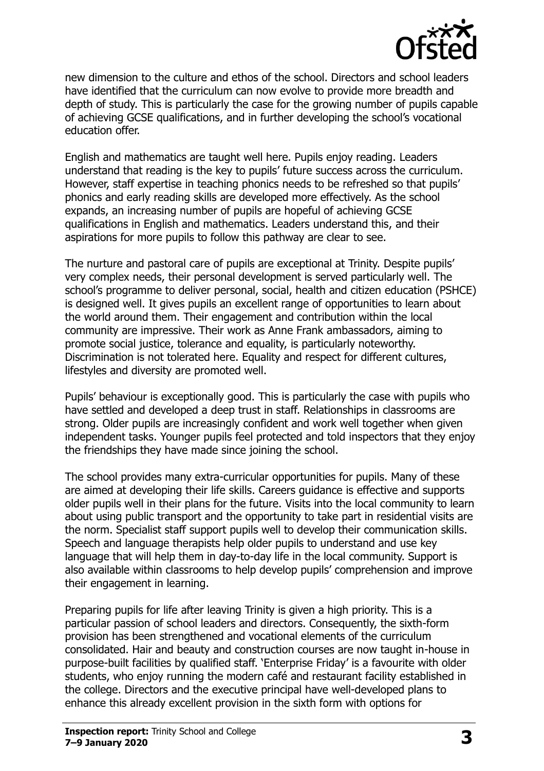new dimension to the culture and ethos of the school. Directors and school leaders have identified that the curriculum can now evolve to provide more breadth and depth of study. This is particularly the case for the growing number of pupils capable of achieving GCSE qualifications, and in further developing the school's vocational education offer.

English and mathematics are taught well here. Pupils enjoy reading. Leaders understand that reading is the key to pupils' future success across the curriculum. However, staff expertise in teaching phonics needs to be refreshed so that pupils' phonics and early reading skills are developed more effectively. As the school expands, an increasing number of pupils are hopeful of achieving GCSE qualifications in English and mathematics. Leaders understand this, and their aspirations for more pupils to follow this pathway are clear to see.

The nurture and pastoral care of pupils are exceptional at Trinity. Despite pupils' very complex needs, their personal development is served particularly well. The school's programme to deliver personal, social, health and citizen education (PSHCE) is designed well. It gives pupils an excellent range of opportunities to learn about the world around them. Their engagement and contribution within the local community are impressive. Their work as Anne Frank ambassadors, aiming to promote social justice, tolerance and equality, is particularly noteworthy. Discrimination is not tolerated here. Equality and respect for different cultures, lifestyles and diversity are promoted well.

Pupils' behaviour is exceptionally good. This is particularly the case with pupils who have settled and developed a deep trust in staff. Relationships in classrooms are strong. Older pupils are increasingly confident and work well together when given independent tasks. Younger pupils feel protected and told inspectors that they enjoy the friendships they have made since joining the school.

The school provides many extra-curricular opportunities for pupils. Many of these are aimed at developing their life skills. Careers guidance is effective and supports older pupils well in their plans for the future. Visits into the local community to learn about using public transport and the opportunity to take part in residential visits are the norm. Specialist staff support pupils well to develop their communication skills. Speech and language therapists help older pupils to understand and use key language that will help them in day-to-day life in the local community. Support is also available within classrooms to help develop pupils' comprehension and improve their engagement in learning.

Preparing pupils for life after leaving Trinity is given a high priority. This is a particular passion of school leaders and directors. Consequently, the sixth-form provision has been strengthened and vocational elements of the curriculum consolidated. Hair and beauty and construction courses are now taught in-house in purpose-built facilities by qualified staff. 'Enterprise Friday' is a favourite with older students, who enjoy running the modern café and restaurant facility established in the college. Directors and the executive principal have well-developed plans to enhance this already excellent provision in the sixth form with options for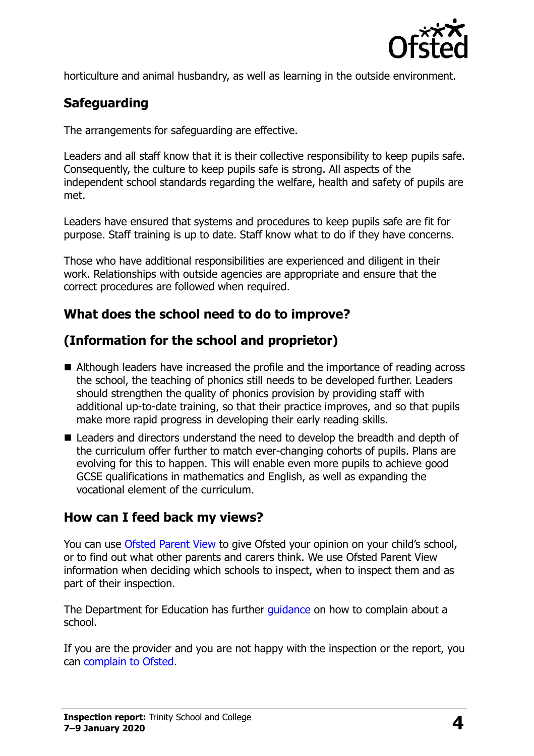horticulture and animal husbandry, as well as learning in the outside environment.

## Safeguarding

The arrangements for safeguarding are effective.

Leaders and all staff know that it is their collective responsibility to keep pupils safe. Consequently, the culture to keep pupils safe is strong. All aspects of the independent school standards regarding the welfare, health and safety of pupils are met.

Leaders have ensured that systems and procedures to keep pupils safe are fit for purpose. Staff training is up to date. Staff know what to do if they have concerns.

Those who have additional responsibilities are experienced and diligent in their work. Relationships with outside agencies are appropriate and ensure that the correct procedures are followed when required.

## What does the school need to do to improve?

## (Information for the school and proprietor)

- Although leaders have increased the profile and the importance of reading across the school, the teaching of phonics still needs to be developed further. Leaders should strengthen the quality of phonics provision by providing staff with additional up-to-date training, so that their practice improves, and so that pupils make more rapid progress in developing their early reading skills.
- Leaders and directors understand the need to develop the breadth and depth of the curriculum offer further to match ever-changing cohorts of pupils. Plans are evolving for this to happen. This will enable even more pupils to achieve good GCSE qualifications in mathematics and English, as well as expanding the vocational element of the curriculum.

## How can I feed back my views?

You can use Ofsted Parent View to give Ofsted your opinion on your child's school, or to find out what other parents and carers think. We use Ofsted Parent View information when deciding which schools to inspect, when to inspect them and as part of their inspection.

The Department for Education has further guidance on how to complain about a school.

If you are the provider and you are not happy with the inspection or the report, you can complain to Ofsted.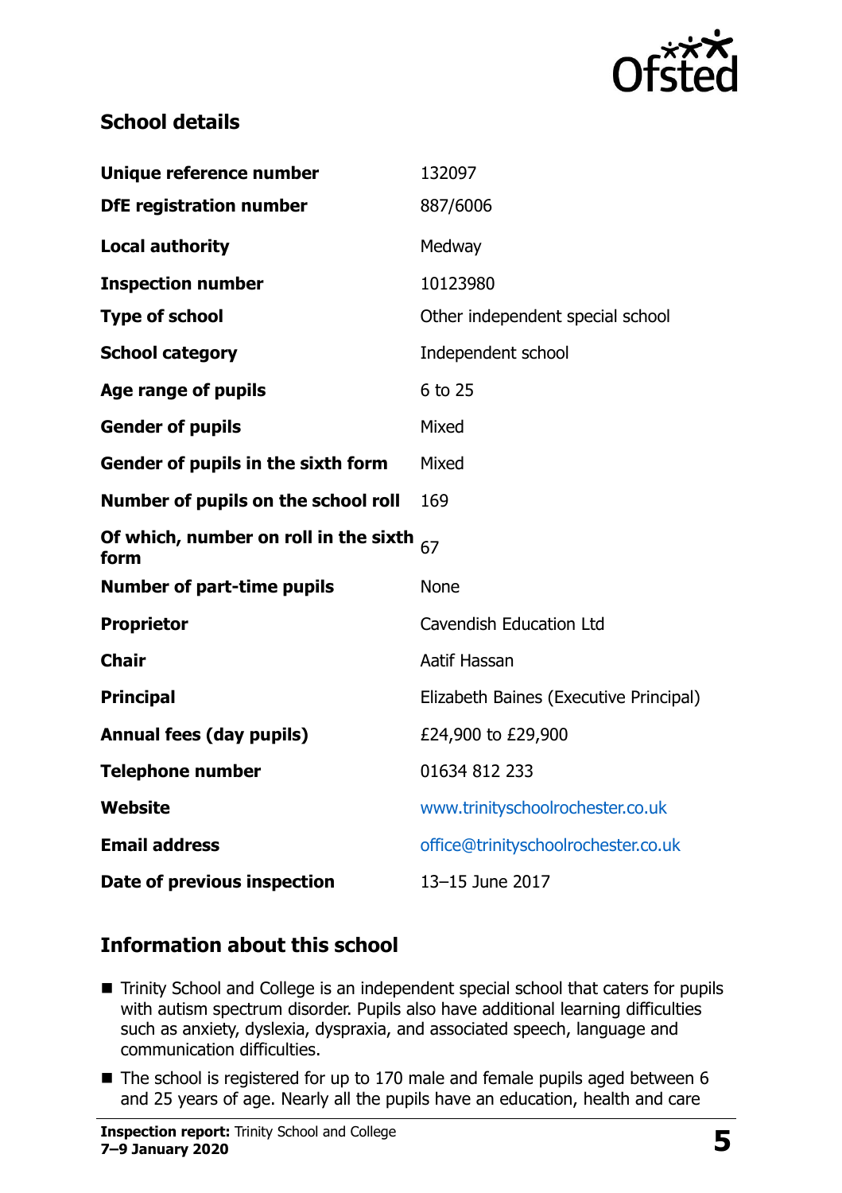## School details

| | |
|---|---|
| **Unique reference number** | 132097 |
| **DfE registration number** | 887/6006 |
| **Local authority** | Medway |
| **Inspection number** | 10123980 |
| **Type of school** | Other independent special school |
| **School category** | Independent school |
| **Age range of pupils** | 6 to 25 |
| **Gender of pupils** | Mixed |
| **Gender of pupils in the sixth form** | Mixed |
| **Number of pupils on the school roll** | 169 |
| **Of which, number on roll in the sixth form** | 67 |
| **Number of part-time pupils** | None |
| **Proprietor** | Cavendish Education Ltd |
| **Chair** | Aatif Hassan |
| **Principal** | Elizabeth Baines (Executive Principal) |
| **Annual fees (day pupils)** | £24,900 to £29,900 |
| **Telephone number** | 01634 812 233 |
| **Website** | www.trinityschoolrochester.co.uk |
| **Email address** | office@trinityschoolrochester.co.uk |
| **Date of previous inspection** | 13–15 June 2017 |

## Information about this school

- Trinity School and College is an independent special school that caters for pupils with autism spectrum disorder. Pupils also have additional learning difficulties such as anxiety, dyslexia, dyspraxia, and associated speech, language and communication difficulties.
- The school is registered for up to 170 male and female pupils aged between 6 and 25 years of age. Nearly all the pupils have an education, health and care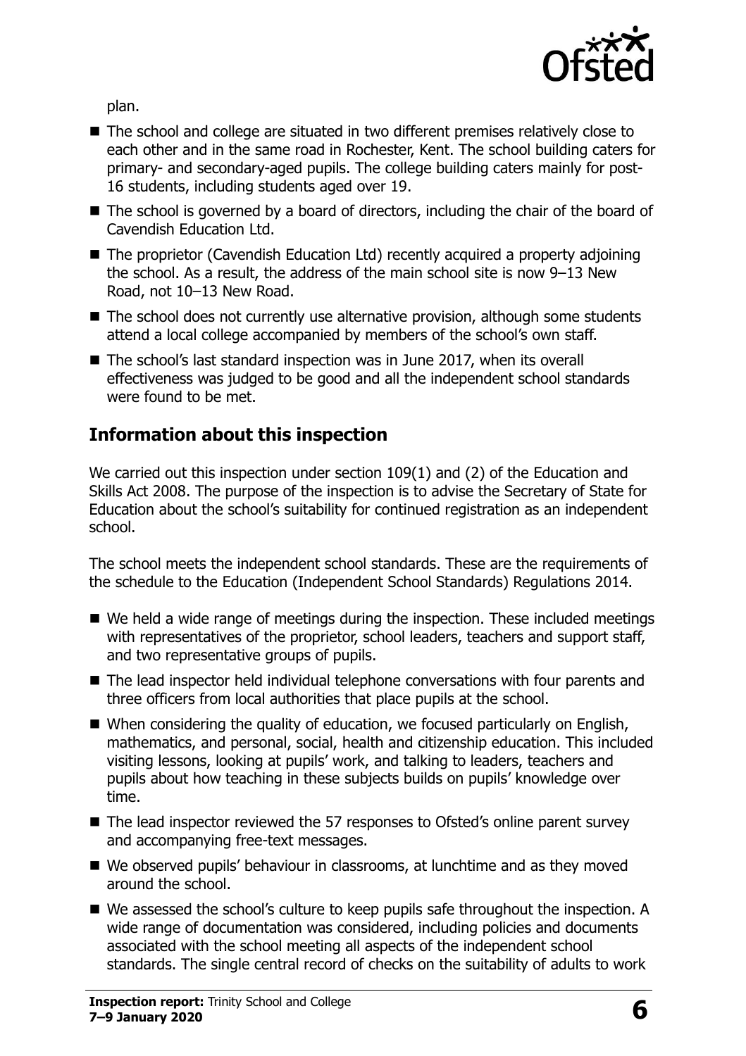plan.

- The school and college are situated in two different premises relatively close to each other and in the same road in Rochester, Kent. The school building caters for primary- and secondary-aged pupils. The college building caters mainly for post-16 students, including students aged over 19.
- The school is governed by a board of directors, including the chair of the board of Cavendish Education Ltd.
- The proprietor (Cavendish Education Ltd) recently acquired a property adjoining the school. As a result, the address of the main school site is now 9–13 New Road, not 10–13 New Road.
- The school does not currently use alternative provision, although some students attend a local college accompanied by members of the school's own staff.
- The school's last standard inspection was in June 2017, when its overall effectiveness was judged to be good and all the independent school standards were found to be met.

## Information about this inspection

We carried out this inspection under section 109(1) and (2) of the Education and Skills Act 2008. The purpose of the inspection is to advise the Secretary of State for Education about the school's suitability for continued registration as an independent school.

The school meets the independent school standards. These are the requirements of the schedule to the Education (Independent School Standards) Regulations 2014.

- We held a wide range of meetings during the inspection. These included meetings with representatives of the proprietor, school leaders, teachers and support staff, and two representative groups of pupils.
- The lead inspector held individual telephone conversations with four parents and three officers from local authorities that place pupils at the school.
- When considering the quality of education, we focused particularly on English, mathematics, and personal, social, health and citizenship education. This included visiting lessons, looking at pupils' work, and talking to leaders, teachers and pupils about how teaching in these subjects builds on pupils' knowledge over time.
- The lead inspector reviewed the 57 responses to Ofsted's online parent survey and accompanying free-text messages.
- We observed pupils' behaviour in classrooms, at lunchtime and as they moved around the school.
- We assessed the school's culture to keep pupils safe throughout the inspection. A wide range of documentation was considered, including policies and documents associated with the school meeting all aspects of the independent school standards. The single central record of checks on the suitability of adults to work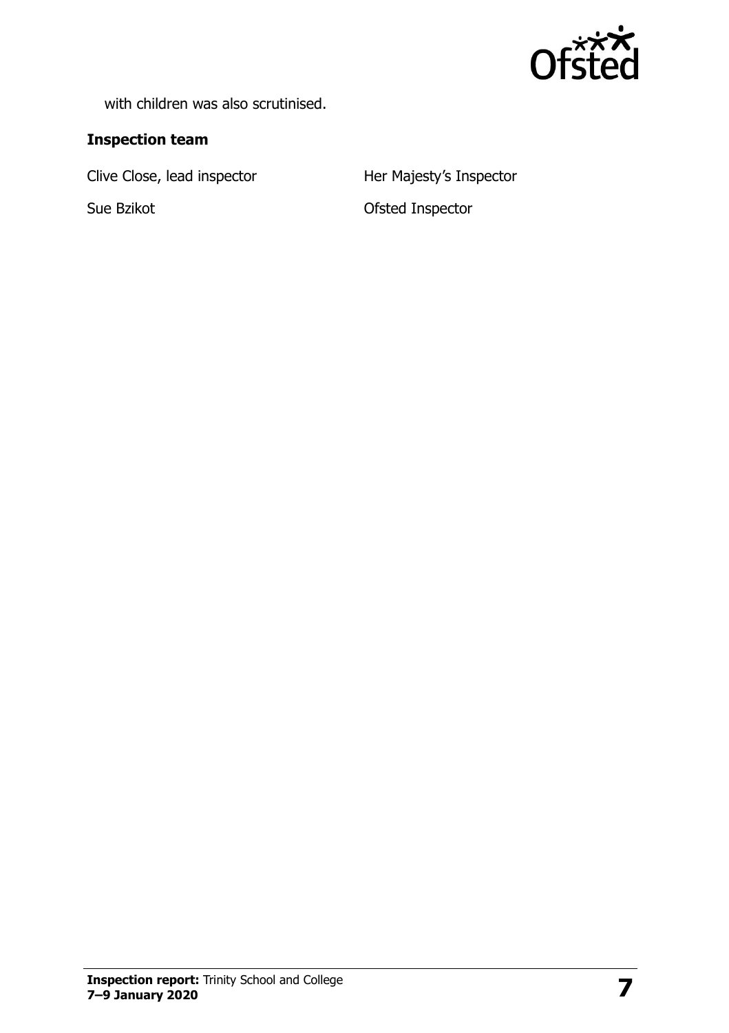with children was also scrutinised.

### Inspection team

| | |
|---|---|
| Clive Close, lead inspector | Her Majesty's Inspector |
| Sue Bzikot | Ofsted Inspector |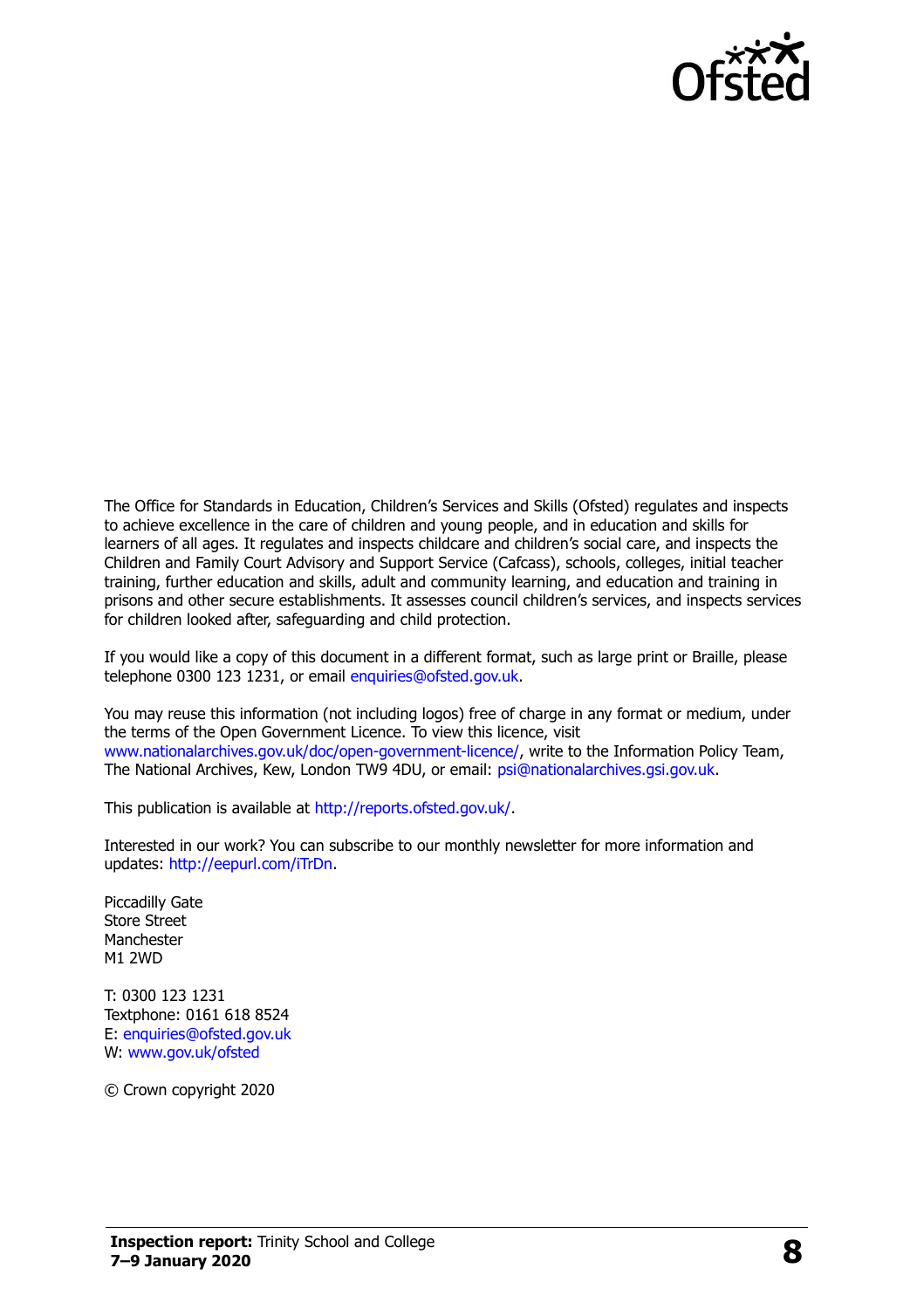The Office for Standards in Education, Children's Services and Skills (Ofsted) regulates and inspects to achieve excellence in the care of children and young people, and in education and skills for learners of all ages. It regulates and inspects childcare and children's social care, and inspects the Children and Family Court Advisory and Support Service (Cafcass), schools, colleges, initial teacher training, further education and skills, adult and community learning, and education and training in prisons and other secure establishments. It assesses council children's services, and inspects services for children looked after, safeguarding and child protection.

If you would like a copy of this document in a different format, such as large print or Braille, please telephone 0300 123 1231, or email enquiries@ofsted.gov.uk.

You may reuse this information (not including logos) free of charge in any format or medium, under the terms of the Open Government Licence. To view this licence, visit www.nationalarchives.gov.uk/doc/open-government-licence/, write to the Information Policy Team, The National Archives, Kew, London TW9 4DU, or email: psi@nationalarchives.gsi.gov.uk.

This publication is available at http://reports.ofsted.gov.uk/.

Interested in our work? You can subscribe to our monthly newsletter for more information and updates: http://eepurl.com/iTrDn.

Piccadilly Gate
Store Street
Manchester
M1 2WD

T: 0300 123 1231
Textphone: 0161 618 8524
E: enquiries@ofsted.gov.uk
W: www.gov.uk/ofsted

© Crown copyright 2020